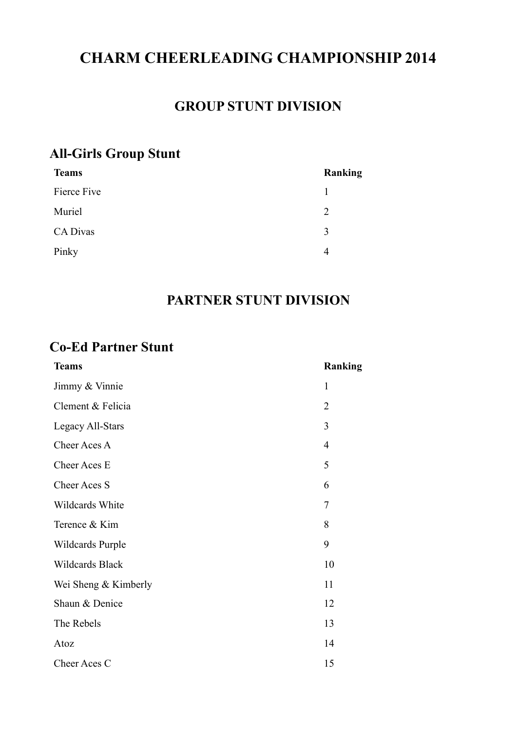# CHARM CHEERLEADING CHAMPIONSHIP 2014

## GROUP STUNT DIVISION

### All-Girls Group Stunt

| Teams | Ranking |
|---|---|
| Fierce Five | 1 |
| Muriel | 2 |
| CA Divas | 3 |
| Pinky | 4 |

## PARTNER STUNT DIVISION

### Co-Ed Partner Stunt

| Teams | Ranking |
|---|---|
| Jimmy & Vinnie | 1 |
| Clement & Felicia | 2 |
| Legacy All-Stars | 3 |
| Cheer Aces A | 4 |
| Cheer Aces E | 5 |
| Cheer Aces S | 6 |
| Wildcards White | 7 |
| Terence & Kim | 8 |
| Wildcards Purple | 9 |
| Wildcards Black | 10 |
| Wei Sheng & Kimberly | 11 |
| Shaun & Denice | 12 |
| The Rebels | 13 |
| Atoz | 14 |
| Cheer Aces C | 15 |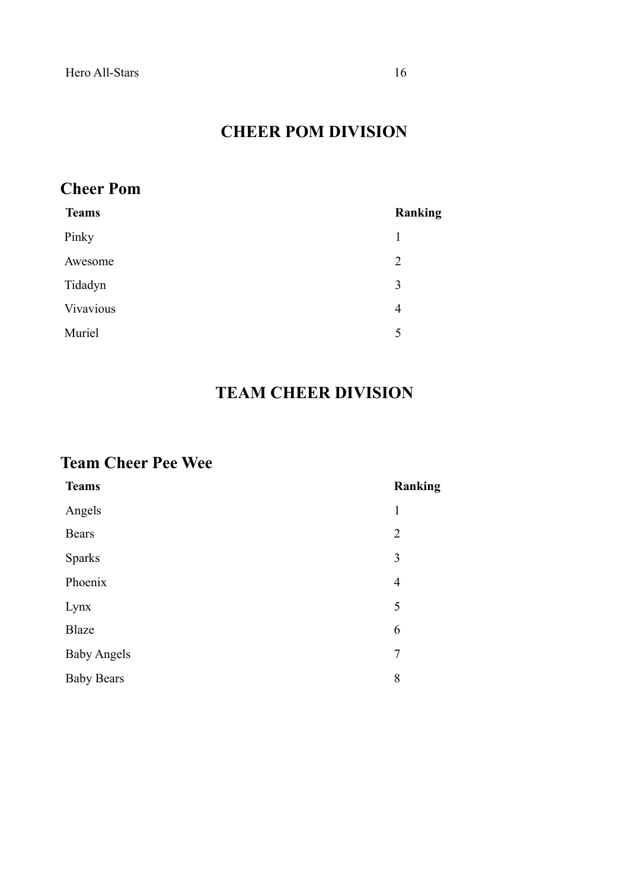| Hero All-Stars | 16 |
|---|---|

## CHEER POM DIVISION

### Cheer Pom

| Teams | Ranking |
|---|---|
| Pinky | 1 |
| Awesome | 2 |
| Tidadyn | 3 |
| Vivavious | 4 |
| Muriel | 5 |

## TEAM CHEER DIVISION

### Team Cheer Pee Wee

| Teams | Ranking |
|---|---|
| Angels | 1 |
| Bears | 2 |
| Sparks | 3 |
| Phoenix | 4 |
| Lynx | 5 |
| Blaze | 6 |
| Baby Angels | 7 |
| Baby Bears | 8 |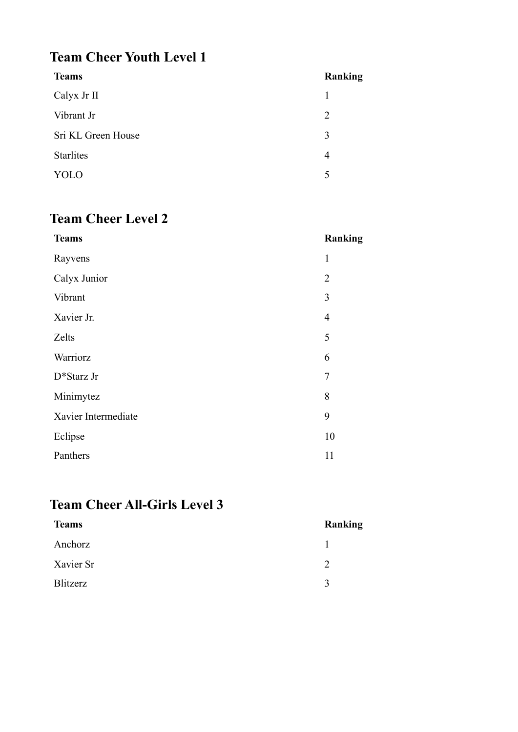## Team Cheer Youth Level 1

| Teams | Ranking |
| --- | --- |
| Calyx Jr II | 1 |
| Vibrant Jr | 2 |
| Sri KL Green House | 3 |
| Starlites | 4 |
| YOLO | 5 |

## Team Cheer Level 2

| Teams | Ranking |
| --- | --- |
| Rayvens | 1 |
| Calyx Junior | 2 |
| Vibrant | 3 |
| Xavier Jr. | 4 |
| Zelts | 5 |
| Warriorz | 6 |
| D*Starz Jr | 7 |
| Minimytez | 8 |
| Xavier Intermediate | 9 |
| Eclipse | 10 |
| Panthers | 11 |

## Team Cheer All-Girls Level 3

| Teams | Ranking |
| --- | --- |
| Anchorz | 1 |
| Xavier Sr | 2 |
| Blitzerz | 3 |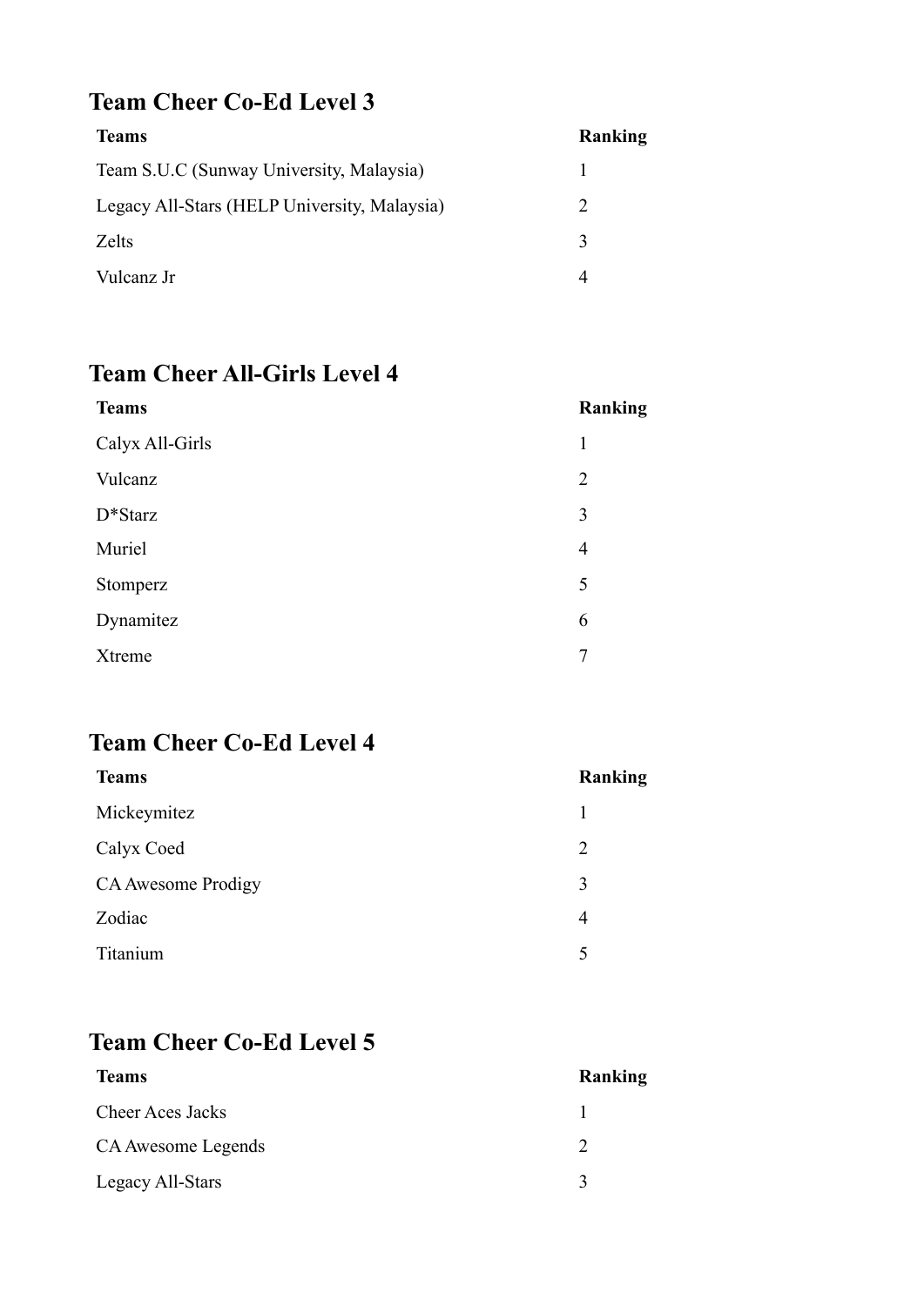## Team Cheer Co-Ed Level 3

| Teams | Ranking |
| --- | --- |
| Team S.U.C (Sunway University, Malaysia) | 1 |
| Legacy All-Stars (HELP University, Malaysia) | 2 |
| Zelts | 3 |
| Vulcanz Jr | 4 |

## Team Cheer All-Girls Level 4

| Teams | Ranking |
| --- | --- |
| Calyx All-Girls | 1 |
| Vulcanz | 2 |
| D*Starz | 3 |
| Muriel | 4 |
| Stomperz | 5 |
| Dynamitez | 6 |
| Xtreme | 7 |

## Team Cheer Co-Ed Level 4

| Teams | Ranking |
| --- | --- |
| Mickeymitez | 1 |
| Calyx Coed | 2 |
| CA Awesome Prodigy | 3 |
| Zodiac | 4 |
| Titanium | 5 |

## Team Cheer Co-Ed Level 5

| Teams | Ranking |
| --- | --- |
| Cheer Aces Jacks | 1 |
| CA Awesome Legends | 2 |
| Legacy All-Stars | 3 |